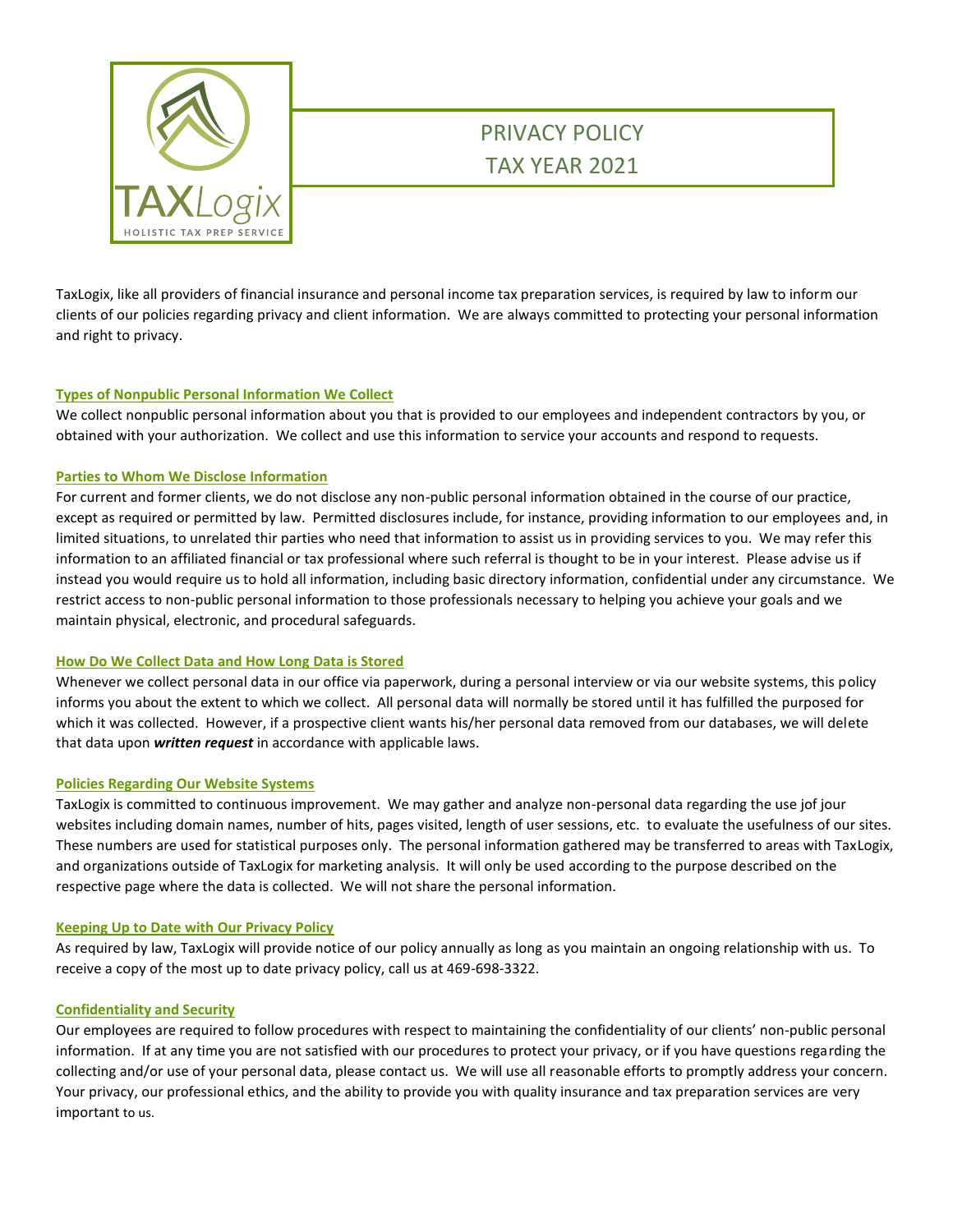# PRIVACY POLICY
# TAX YEAR 2021

TAXLogix
HOLISTIC TAX PREP SERVICE

TaxLogix, like all providers of financial insurance and personal income tax preparation services, is required by law to inform our clients of our policies regarding privacy and client information. We are always committed to protecting your personal information and right to privacy.

## Types of Nonpublic Personal Information We Collect

We collect nonpublic personal information about you that is provided to our employees and independent contractors by you, or obtained with your authorization. We collect and use this information to service your accounts and respond to requests.

## Parties to Whom We Disclose Information

For current and former clients, we do not disclose any non-public personal information obtained in the course of our practice, except as required or permitted by law. Permitted disclosures include, for instance, providing information to our employees and, in limited situations, to unrelated thir parties who need that information to assist us in providing services to you. We may refer this information to an affiliated financial or tax professional where such referral is thought to be in your interest. Please advise us if instead you would require us to hold all information, including basic directory information, confidential under any circumstance. We restrict access to non-public personal information to those professionals necessary to helping you achieve your goals and we maintain physical, electronic, and procedural safeguards.

## How Do We Collect Data and How Long Data is Stored

Whenever we collect personal data in our office via paperwork, during a personal interview or via our website systems, this policy informs you about the extent to which we collect. All personal data will normally be stored until it has fulfilled the purposed for which it was collected. However, if a prospective client wants his/her personal data removed from our databases, we will delete that data upon ***written request*** in accordance with applicable laws.

## Policies Regarding Our Website Systems

TaxLogix is committed to continuous improvement. We may gather and analyze non-personal data regarding the use jof jour websites including domain names, number of hits, pages visited, length of user sessions, etc. to evaluate the usefulness of our sites. These numbers are used for statistical purposes only. The personal information gathered may be transferred to areas with TaxLogix, and organizations outside of TaxLogix for marketing analysis. It will only be used according to the purpose described on the respective page where the data is collected. We will not share the personal information.

## Keeping Up to Date with Our Privacy Policy

As required by law, TaxLogix will provide notice of our policy annually as long as you maintain an ongoing relationship with us. To receive a copy of the most up to date privacy policy, call us at 469-698-3322.

## Confidentiality and Security

Our employees are required to follow procedures with respect to maintaining the confidentiality of our clients' non-public personal information. If at any time you are not satisfied with our procedures to protect your privacy, or if you have questions regarding the collecting and/or use of your personal data, please contact us. We will use all reasonable efforts to promptly address your concern. Your privacy, our professional ethics, and the ability to provide you with quality insurance and tax preparation services are very important to us.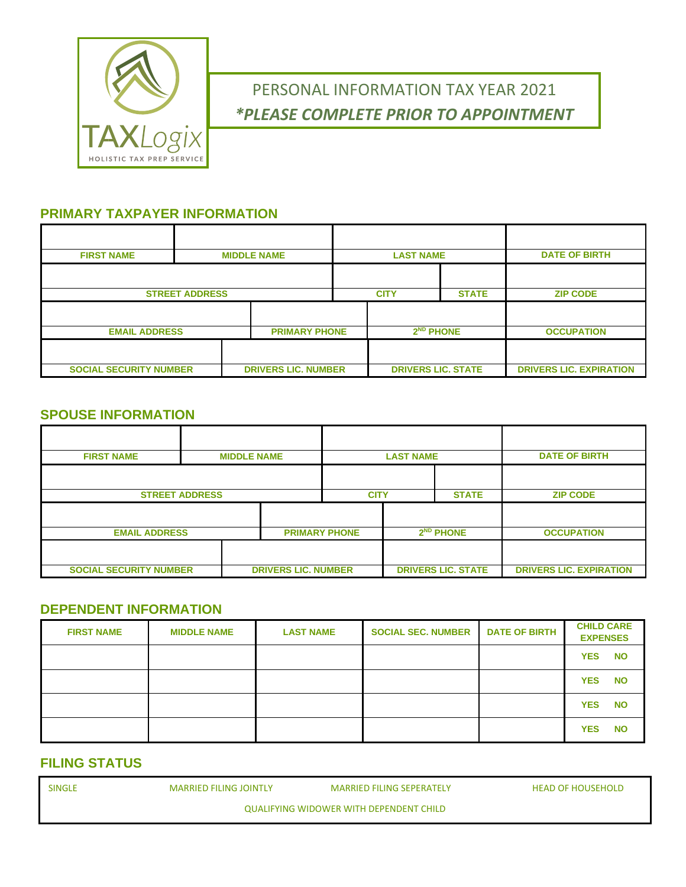TAXLogix
HOLISTIC TAX PREP SERVICE

# PERSONAL INFORMATION TAX YEAR 2021

***PLEASE COMPLETE PRIOR TO APPOINTMENT**

## PRIMARY TAXPAYER INFORMATION

| FIRST NAME | MIDDLE NAME | LAST NAME | DATE OF BIRTH |
|---|---|---|---|
| | | | |

| STREET ADDRESS | CITY | STATE | ZIP CODE |
|---|---|---|---|
| | | | |

| EMAIL ADDRESS | PRIMARY PHONE | 2ND PHONE | OCCUPATION |
|---|---|---|---|
| | | | |

| SOCIAL SECURITY NUMBER | DRIVERS LIC. NUMBER | DRIVERS LIC. STATE | DRIVERS LIC. EXPIRATION |
|---|---|---|---|
| | | | |

## SPOUSE INFORMATION

| FIRST NAME | MIDDLE NAME | LAST NAME | DATE OF BIRTH |
|---|---|---|---|
| | | | |

| STREET ADDRESS | CITY | STATE | ZIP CODE |
|---|---|---|---|
| | | | |

| EMAIL ADDRESS | PRIMARY PHONE | 2ND PHONE | OCCUPATION |
|---|---|---|---|
| | | | |

| SOCIAL SECURITY NUMBER | DRIVERS LIC. NUMBER | DRIVERS LIC. STATE | DRIVERS LIC. EXPIRATION |
|---|---|---|---|
| | | | |

## DEPENDENT INFORMATION

| FIRST NAME | MIDDLE NAME | LAST NAME | SOCIAL SEC. NUMBER | DATE OF BIRTH | CHILD CARE EXPENSES |
|---|---|---|---|---|---|
| | | | | | YES NO |
| | | | | | YES NO |
| | | | | | YES NO |
| | | | | | YES NO |

## FILING STATUS

SINGLE MARRIED FILING JOINTLY MARRIED FILING SEPERATELY HEAD OF HOUSEHOLD

QUALIFYING WIDOWER WITH DEPENDENT CHILD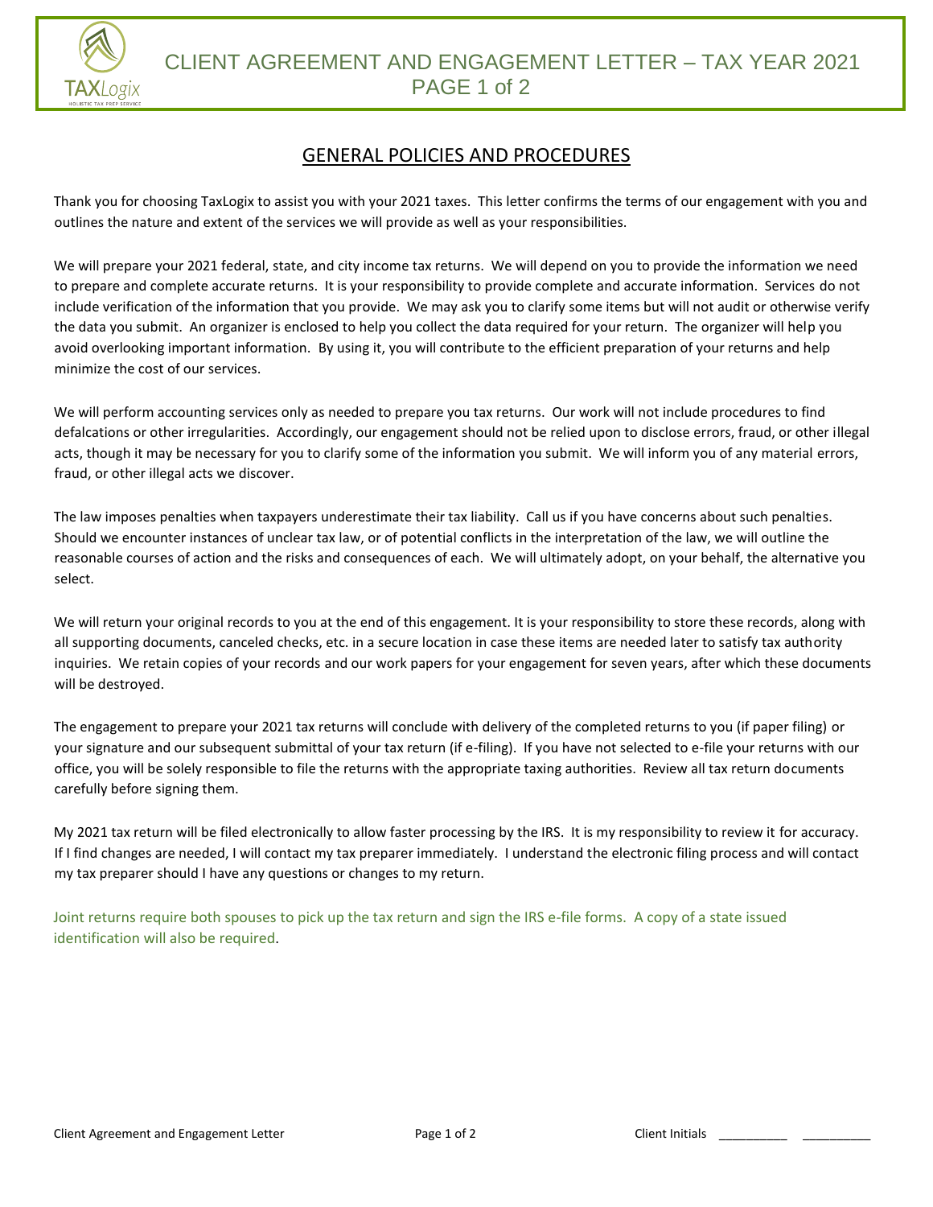# CLIENT AGREEMENT AND ENGAGEMENT LETTER – TAX YEAR 2021

## GENERAL POLICIES AND PROCEDURES

Thank you for choosing TaxLogix to assist you with your 2021 taxes. This letter confirms the terms of our engagement with you and outlines the nature and extent of the services we will provide as well as your responsibilities.

We will prepare your 2021 federal, state, and city income tax returns. We will depend on you to provide the information we need to prepare and complete accurate returns. It is your responsibility to provide complete and accurate information. Services do not include verification of the information that you provide. We may ask you to clarify some items but will not audit or otherwise verify the data you submit. An organizer is enclosed to help you collect the data required for your return. The organizer will help you avoid overlooking important information. By using it, you will contribute to the efficient preparation of your returns and help minimize the cost of our services.

We will perform accounting services only as needed to prepare you tax returns. Our work will not include procedures to find defalcations or other irregularities. Accordingly, our engagement should not be relied upon to disclose errors, fraud, or other illegal acts, though it may be necessary for you to clarify some of the information you submit. We will inform you of any material errors, fraud, or other illegal acts we discover.

The law imposes penalties when taxpayers underestimate their tax liability. Call us if you have concerns about such penalties. Should we encounter instances of unclear tax law, or of potential conflicts in the interpretation of the law, we will outline the reasonable courses of action and the risks and consequences of each. We will ultimately adopt, on your behalf, the alternative you select.

We will return your original records to you at the end of this engagement. It is your responsibility to store these records, along with all supporting documents, canceled checks, etc. in a secure location in case these items are needed later to satisfy tax authority inquiries. We retain copies of your records and our work papers for your engagement for seven years, after which these documents will be destroyed.

The engagement to prepare your 2021 tax returns will conclude with delivery of the completed returns to you (if paper filing) or your signature and our subsequent submittal of your tax return (if e-filing). If you have not selected to e-file your returns with our office, you will be solely responsible to file the returns with the appropriate taxing authorities. Review all tax return documents carefully before signing them.

My 2021 tax return will be filed electronically to allow faster processing by the IRS. It is my responsibility to review it for accuracy. If I find changes are needed, I will contact my tax preparer immediately. I understand the electronic filing process and will contact my tax preparer should I have any questions or changes to my return.

Joint returns require both spouses to pick up the tax return and sign the IRS e-file forms. A copy of a state issued identification will also be required.

Client Initials __________ __________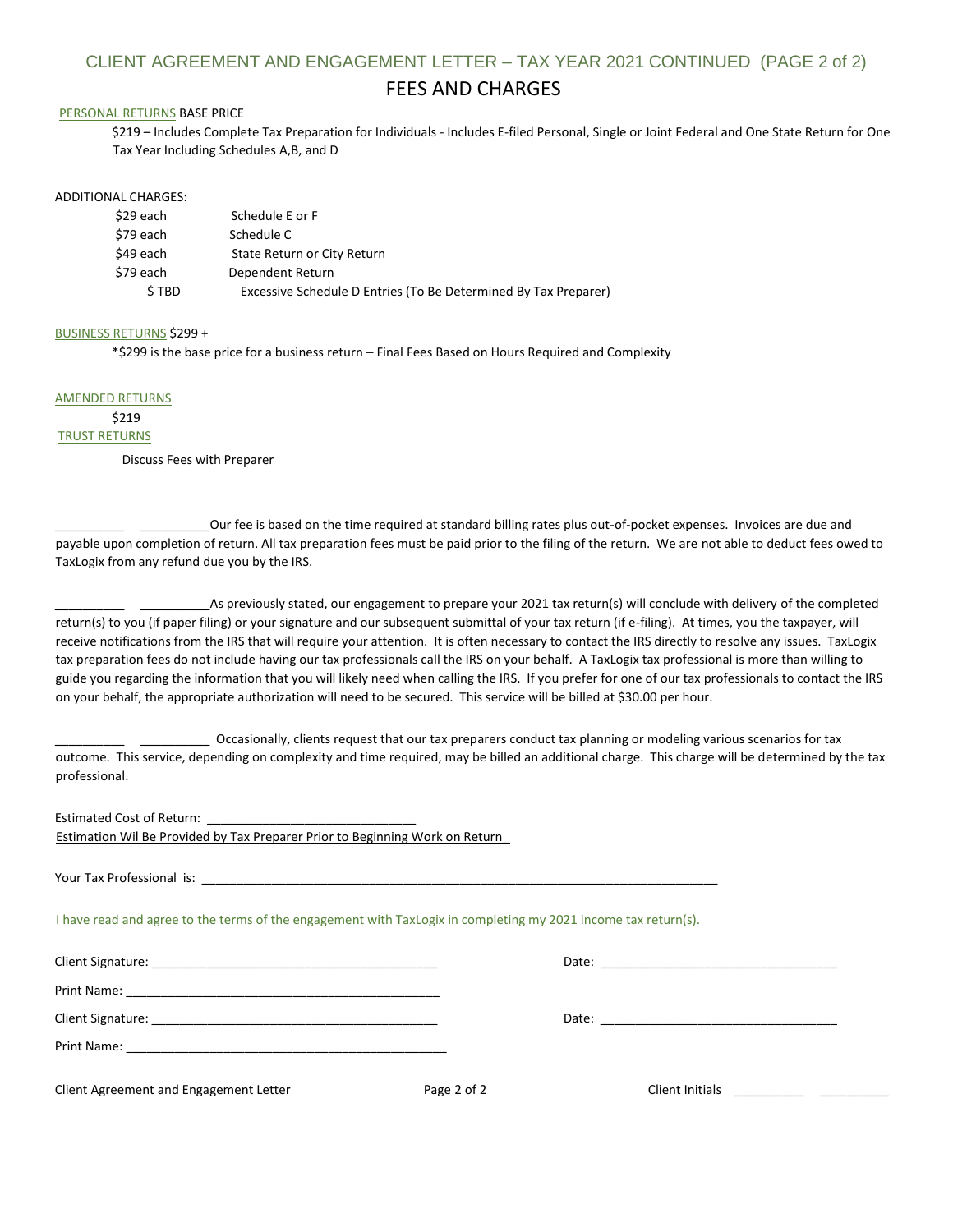# CLIENT AGREEMENT AND ENGAGEMENT LETTER – TAX YEAR 2021 CONTINUED (PAGE 2 of 2)

## FEES AND CHARGES

PERSONAL RETURNS BASE PRICE

$219 – Includes Complete Tax Preparation for Individuals - Includes E-filed Personal, Single or Joint Federal and One State Return for One Tax Year Including Schedules A,B, and D

ADDITIONAL CHARGES:

| | |
|---|---|
| $29 each | Schedule E or F |
| $79 each | Schedule C |
| $49 each | State Return or City Return |
| $79 each | Dependent Return |
| $ TBD | Excessive Schedule D Entries (To Be Determined By Tax Preparer) |

BUSINESS RETURNS $299 +

*$299 is the base price for a business return – Final Fees Based on Hours Required and Complexity

AMENDED RETURNS

$219

TRUST RETURNS

Discuss Fees with Preparer

__________ __________Our fee is based on the time required at standard billing rates plus out-of-pocket expenses. Invoices are due and payable upon completion of return. All tax preparation fees must be paid prior to the filing of the return. We are not able to deduct fees owed to TaxLogix from any refund due you by the IRS.

__________ __________As previously stated, our engagement to prepare your 2021 tax return(s) will conclude with delivery of the completed return(s) to you (if paper filing) or your signature and our subsequent submittal of your tax return (if e-filing). At times, you the taxpayer, will receive notifications from the IRS that will require your attention. It is often necessary to contact the IRS directly to resolve any issues. TaxLogix tax preparation fees do not include having our tax professionals call the IRS on your behalf. A TaxLogix tax professional is more than willing to guide you regarding the information that you will likely need when calling the IRS. If you prefer for one of our tax professionals to contact the IRS on your behalf, the appropriate authorization will need to be secured. This service will be billed at $30.00 per hour.

__________ __________ Occasionally, clients request that our tax preparers conduct tax planning or modeling various scenarios for tax outcome. This service, depending on complexity and time required, may be billed an additional charge. This charge will be determined by the tax professional.

Estimated Cost of Return: ______________________________

Estimation Wil Be Provided by Tax Preparer Prior to Beginning Work on Return

Your Tax Professional is: ______________________________________________________________________

I have read and agree to the terms of the engagement with TaxLogix in completing my 2021 income tax return(s).

Client Signature: ________________________________________ Date: _________________________________

Print Name: ____________________________________________

Client Signature: ________________________________________ Date: _________________________________

Print Name: ____________________________________________

Client Initials __________ __________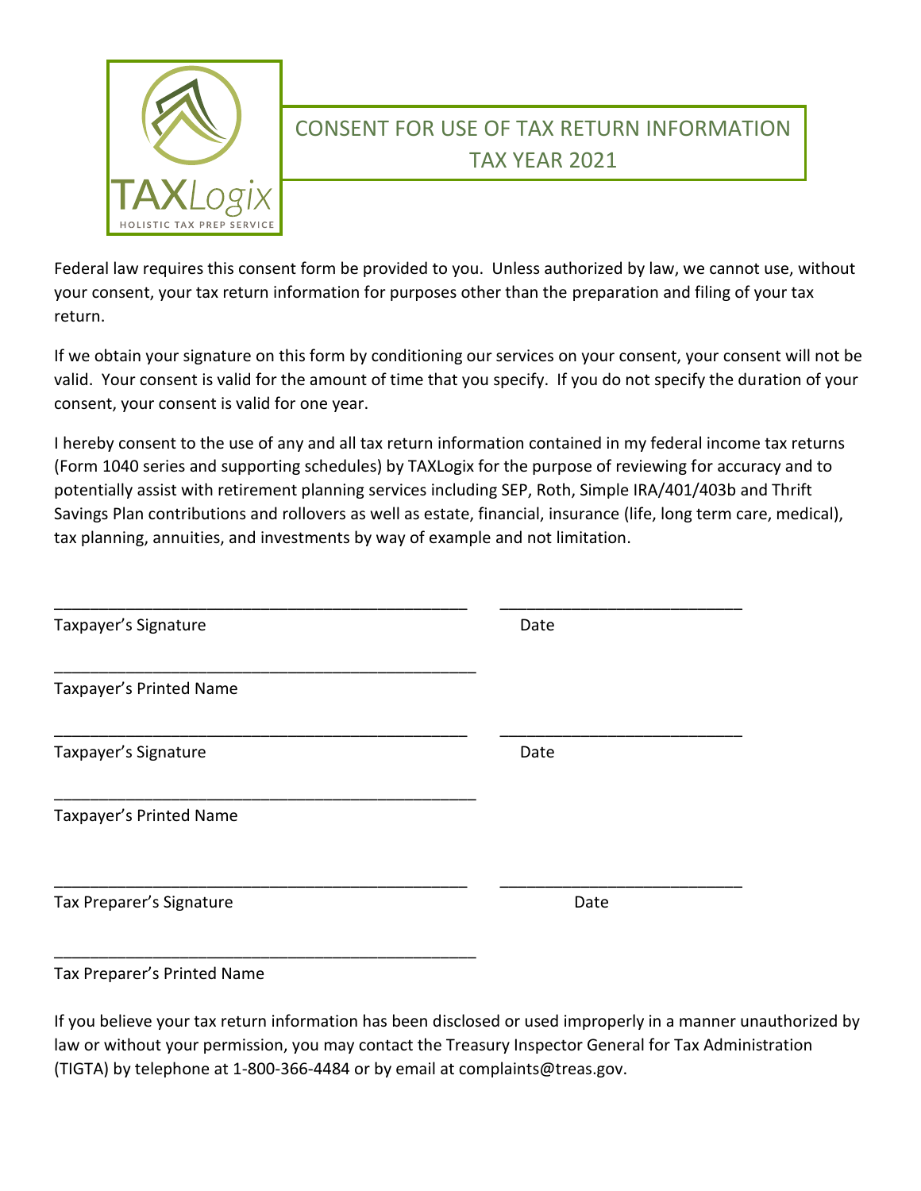TAXLogix

HOLISTIC TAX PREP SERVICE

# CONSENT FOR USE OF TAX RETURN INFORMATION TAX YEAR 2021

Federal law requires this consent form be provided to you. Unless authorized by law, we cannot use, without your consent, your tax return information for purposes other than the preparation and filing of your tax return.

If we obtain your signature on this form by conditioning our services on your consent, your consent will not be valid. Your consent is valid for the amount of time that you specify. If you do not specify the duration of your consent, your consent is valid for one year.

I hereby consent to the use of any and all tax return information contained in my federal income tax returns (Form 1040 series and supporting schedules) by TAXLogix for the purpose of reviewing for accuracy and to potentially assist with retirement planning services including SEP, Roth, Simple IRA/401/403b and Thrift Savings Plan contributions and rollovers as well as estate, financial, insurance (life, long term care, medical), tax planning, annuities, and investments by way of example and not limitation.

_______________________________________________ ___________________________

Taxpayer's Signature Date

_______________________________________________

Taxpayer's Printed Name

_______________________________________________ ___________________________

Taxpayer's Signature Date

_______________________________________________

Taxpayer's Printed Name

_______________________________________________ ___________________________

Tax Preparer's Signature Date

_______________________________________________

Tax Preparer's Printed Name

If you believe your tax return information has been disclosed or used improperly in a manner unauthorized by law or without your permission, you may contact the Treasury Inspector General for Tax Administration (TIGTA) by telephone at 1-800-366-4484 or by email at complaints@treas.gov.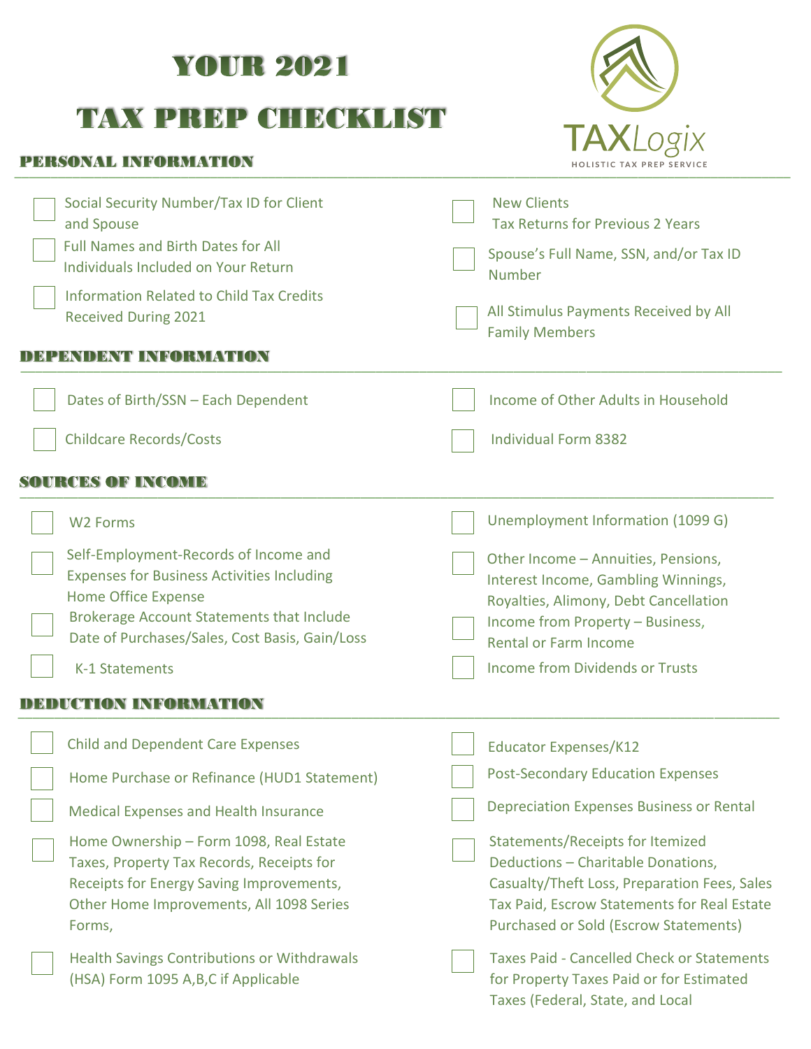# YOUR 2021

# TAX PREP CHECKLIST

TAXLogix
HOLISTIC TAX PREP SERVICE

## PERSONAL INFORMATION

- [ ] Social Security Number/Tax ID for Client and Spouse
- [ ] Full Names and Birth Dates for All Individuals Included on Your Return
- [ ] Information Related to Child Tax Credits Received During 2021
- [ ] New Clients Tax Returns for Previous 2 Years
- [ ] Spouse's Full Name, SSN, and/or Tax ID Number
- [ ] All Stimulus Payments Received by All Family Members

## DEPENDENT INFORMATION

- [ ] Dates of Birth/SSN – Each Dependent
- [ ] Childcare Records/Costs
- [ ] Income of Other Adults in Household
- [ ] Individual Form 8382

## SOURCES OF INCOME

- [ ] W2 Forms
- [ ] Self-Employment-Records of Income and Expenses for Business Activities Including Home Office Expense
- [ ] Brokerage Account Statements that Include Date of Purchases/Sales, Cost Basis, Gain/Loss
- [ ] K-1 Statements
- [ ] Unemployment Information (1099 G)
- [ ] Other Income – Annuities, Pensions, Interest Income, Gambling Winnings, Royalties, Alimony, Debt Cancellation
- [ ] Income from Property – Business, Rental or Farm Income
- [ ] Income from Dividends or Trusts

## DEDUCTION INFORMATION

- [ ] Child and Dependent Care Expenses
- [ ] Home Purchase or Refinance (HUD1 Statement)
- [ ] Medical Expenses and Health Insurance
- [ ] Home Ownership – Form 1098, Real Estate Taxes, Property Tax Records, Receipts for Receipts for Energy Saving Improvements, Other Home Improvements, All 1098 Series Forms,
- [ ] Health Savings Contributions or Withdrawals (HSA) Form 1095 A,B,C if Applicable
- [ ] Educator Expenses/K12
- [ ] Post-Secondary Education Expenses
- [ ] Depreciation Expenses Business or Rental
- [ ] Statements/Receipts for Itemized Deductions – Charitable Donations, Casualty/Theft Loss, Preparation Fees, Sales Tax Paid, Escrow Statements for Real Estate Purchased or Sold (Escrow Statements)
- [ ] Taxes Paid - Cancelled Check or Statements for Property Taxes Paid or for Estimated Taxes (Federal, State, and Local